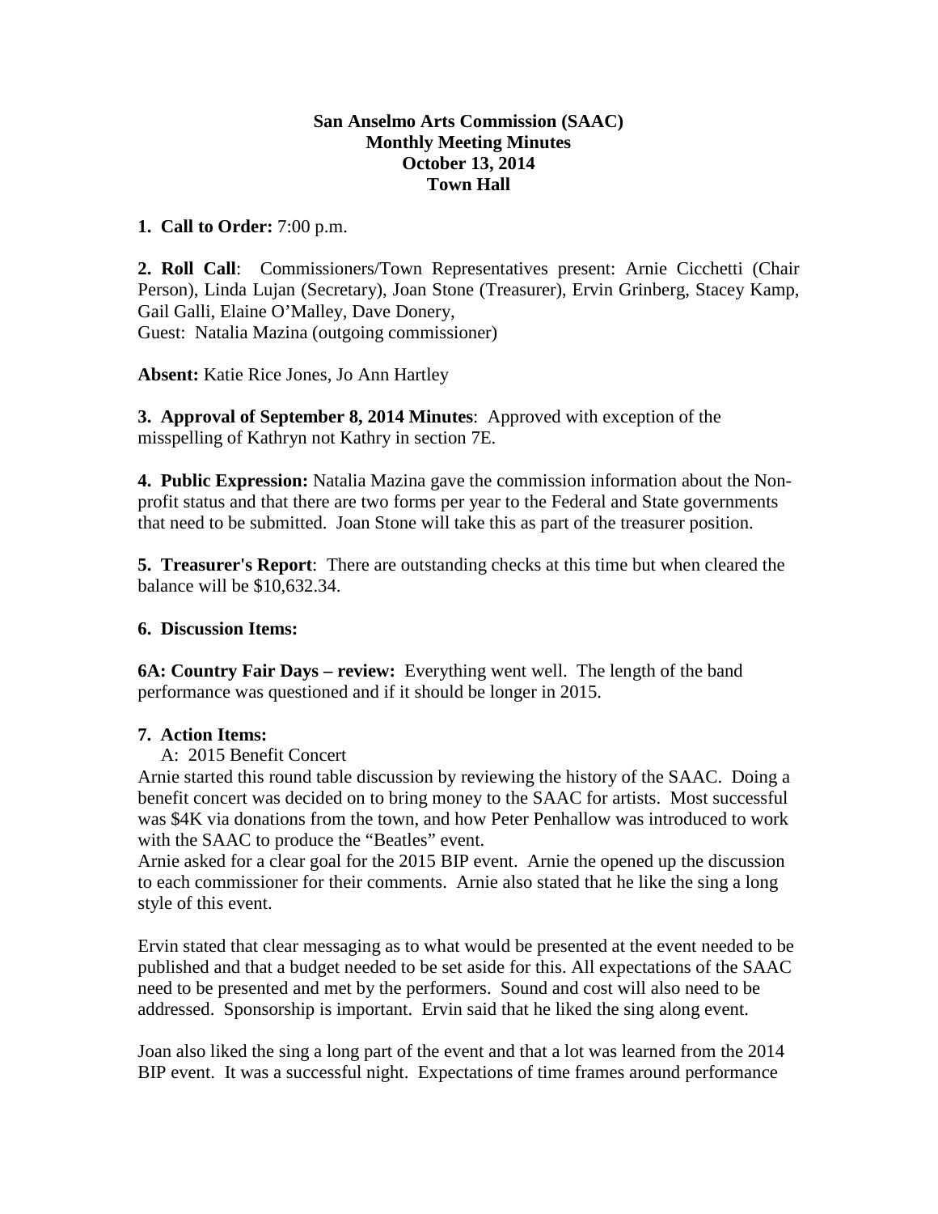**San Anselmo Arts Commission (SAAC)**
**Monthly Meeting Minutes**
**October 13, 2014**
**Town Hall**

**1. Call to Order:** 7:00 p.m.

**2. Roll Call**: Commissioners/Town Representatives present: Arnie Cicchetti (Chair Person), Linda Lujan (Secretary), Joan Stone (Treasurer), Ervin Grinberg, Stacey Kamp, Gail Galli, Elaine O'Malley, Dave Donery,
Guest: Natalia Mazina (outgoing commissioner)

**Absent:** Katie Rice Jones, Jo Ann Hartley

**3. Approval of September 8, 2014 Minutes**: Approved with exception of the misspelling of Kathryn not Kathry in section 7E.

**4. Public Expression:** Natalia Mazina gave the commission information about the Non-profit status and that there are two forms per year to the Federal and State governments that need to be submitted. Joan Stone will take this as part of the treasurer position.

**5. Treasurer's Report**: There are outstanding checks at this time but when cleared the balance will be $10,632.34.

**6. Discussion Items:**

**6A: Country Fair Days – review:** Everything went well. The length of the band performance was questioned and if it should be longer in 2015.

**7. Action Items:**

A: 2015 Benefit Concert

Arnie started this round table discussion by reviewing the history of the SAAC. Doing a benefit concert was decided on to bring money to the SAAC for artists. Most successful was $4K via donations from the town, and how Peter Penhallow was introduced to work with the SAAC to produce the "Beatles" event.

Arnie asked for a clear goal for the 2015 BIP event. Arnie the opened up the discussion to each commissioner for their comments. Arnie also stated that he like the sing a long style of this event.

Ervin stated that clear messaging as to what would be presented at the event needed to be published and that a budget needed to be set aside for this. All expectations of the SAAC need to be presented and met by the performers. Sound and cost will also need to be addressed. Sponsorship is important. Ervin said that he liked the sing along event.

Joan also liked the sing a long part of the event and that a lot was learned from the 2014 BIP event. It was a successful night. Expectations of time frames around performance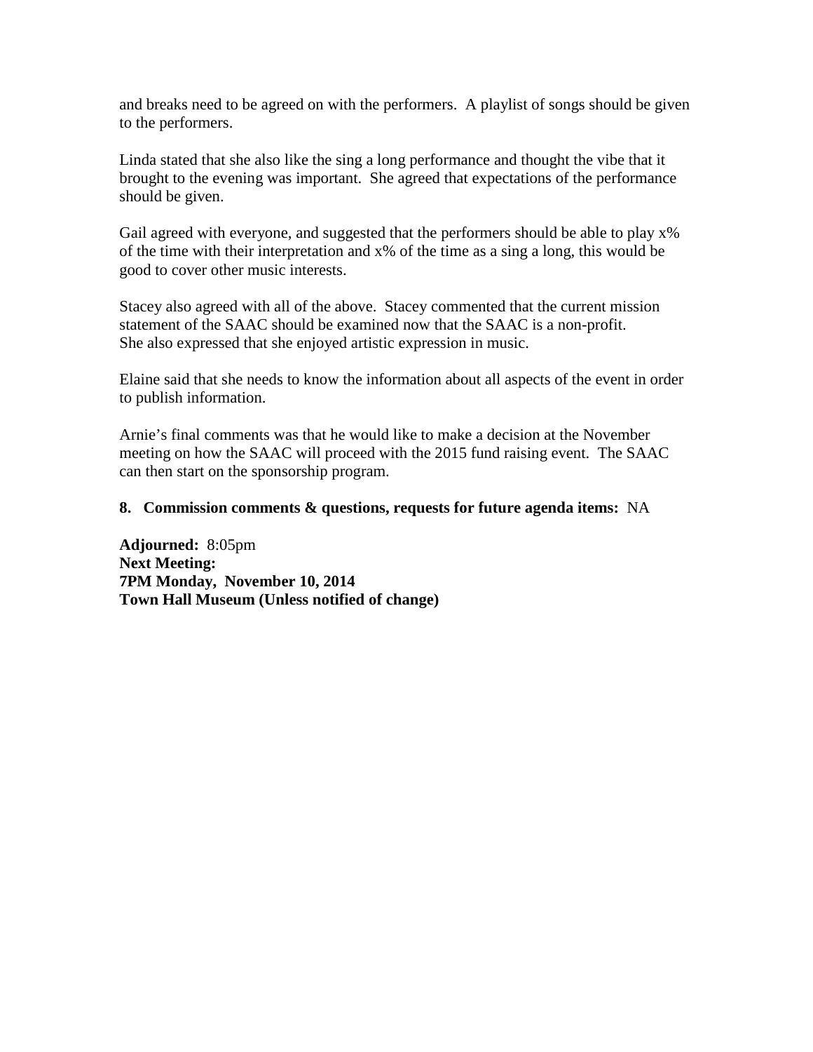and breaks need to be agreed on with the performers. A playlist of songs should be given to the performers.

Linda stated that she also like the sing a long performance and thought the vibe that it brought to the evening was important. She agreed that expectations of the performance should be given.

Gail agreed with everyone, and suggested that the performers should be able to play x% of the time with their interpretation and x% of the time as a sing a long, this would be good to cover other music interests.

Stacey also agreed with all of the above. Stacey commented that the current mission statement of the SAAC should be examined now that the SAAC is a non-profit.
She also expressed that she enjoyed artistic expression in music.

Elaine said that she needs to know the information about all aspects of the event in order to publish information.

Arnie's final comments was that he would like to make a decision at the November meeting on how the SAAC will proceed with the 2015 fund raising event. The SAAC can then start on the sponsorship program.

**8. Commission comments & questions, requests for future agenda items:** NA

**Adjourned:** 8:05pm
**Next Meeting:**
**7PM Monday, November 10, 2014**
**Town Hall Museum (Unless notified of change)**